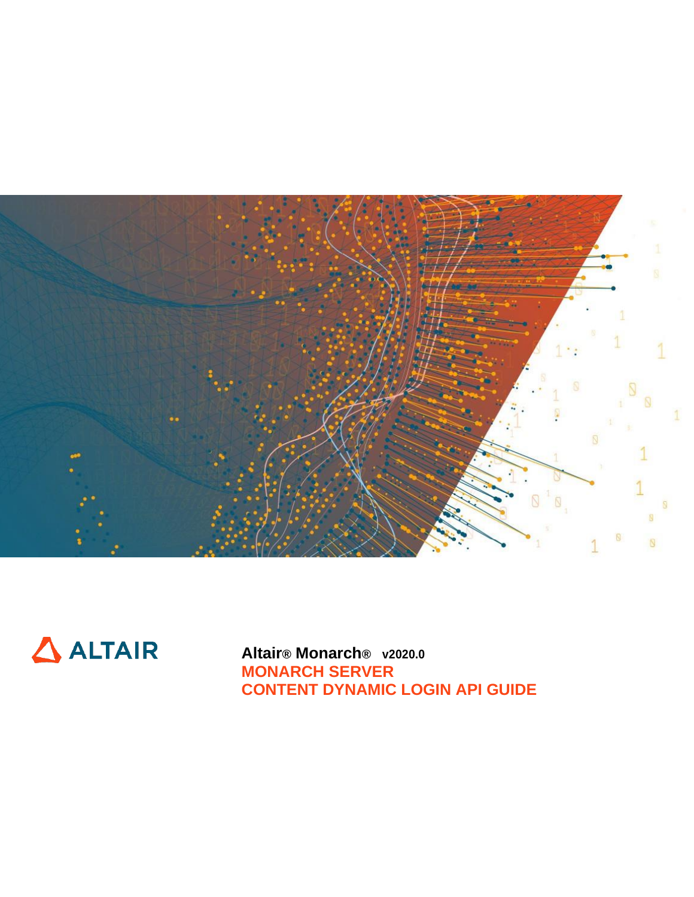ALTAIR

**Altair® Monarch®** **v2020.0**

# MONARCH SERVER
# CONTENT DYNAMIC LOGIN API GUIDE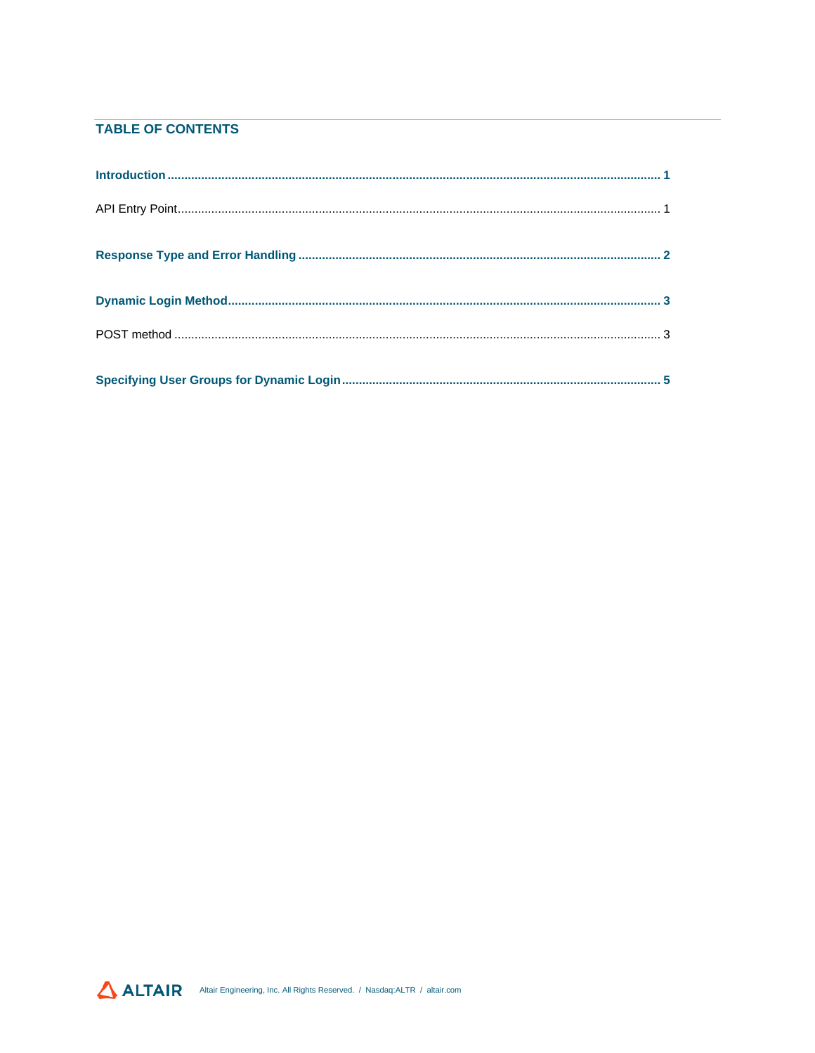## TABLE OF CONTENTS

**Introduction** ........................................................................................................ **1**

API Entry Point........................................................................................................ 1

**Response Type and Error Handling** ..................................................................... **2**

**Dynamic Login Method**....................................................................................... **3**

POST method ........................................................................................................ 3

**Specifying User Groups for Dynamic Login** ......................................................... **5**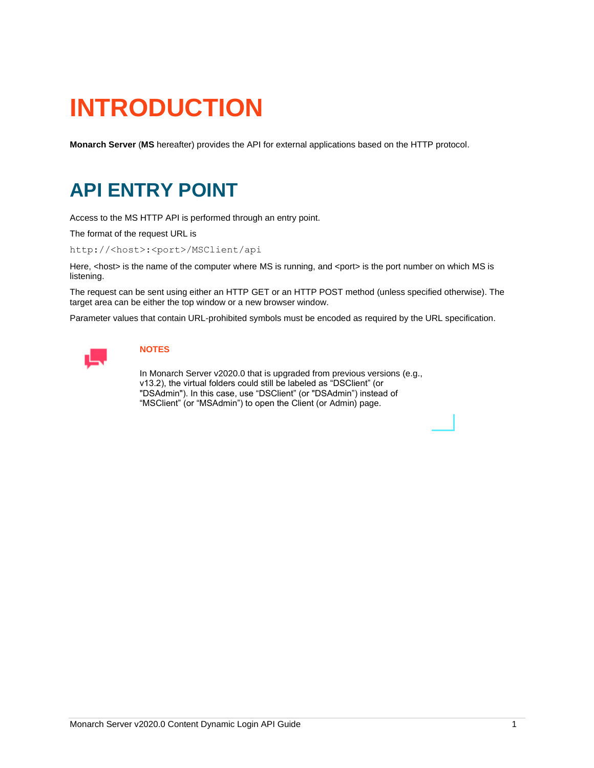# INTRODUCTION

**Monarch Server** (**MS** hereafter) provides the API for external applications based on the HTTP protocol.

# API ENTRY POINT

Access to the MS HTTP API is performed through an entry point.

The format of the request URL is

```
http://<host>:<port>/MSClient/api
```

Here, <host> is the name of the computer where MS is running, and <port> is the port number on which MS is listening.

The request can be sent using either an HTTP GET or an HTTP POST method (unless specified otherwise). The target area can be either the top window or a new browser window.

Parameter values that contain URL-prohibited symbols must be encoded as required by the URL specification.

**NOTES**

In Monarch Server v2020.0 that is upgraded from previous versions (e.g., v13.2), the virtual folders could still be labeled as “DSClient” (or "DSAdmin"). In this case, use “DSClient” (or "DSAdmin”) instead of “MSClient” (or “MSAdmin”) to open the Client (or Admin) page.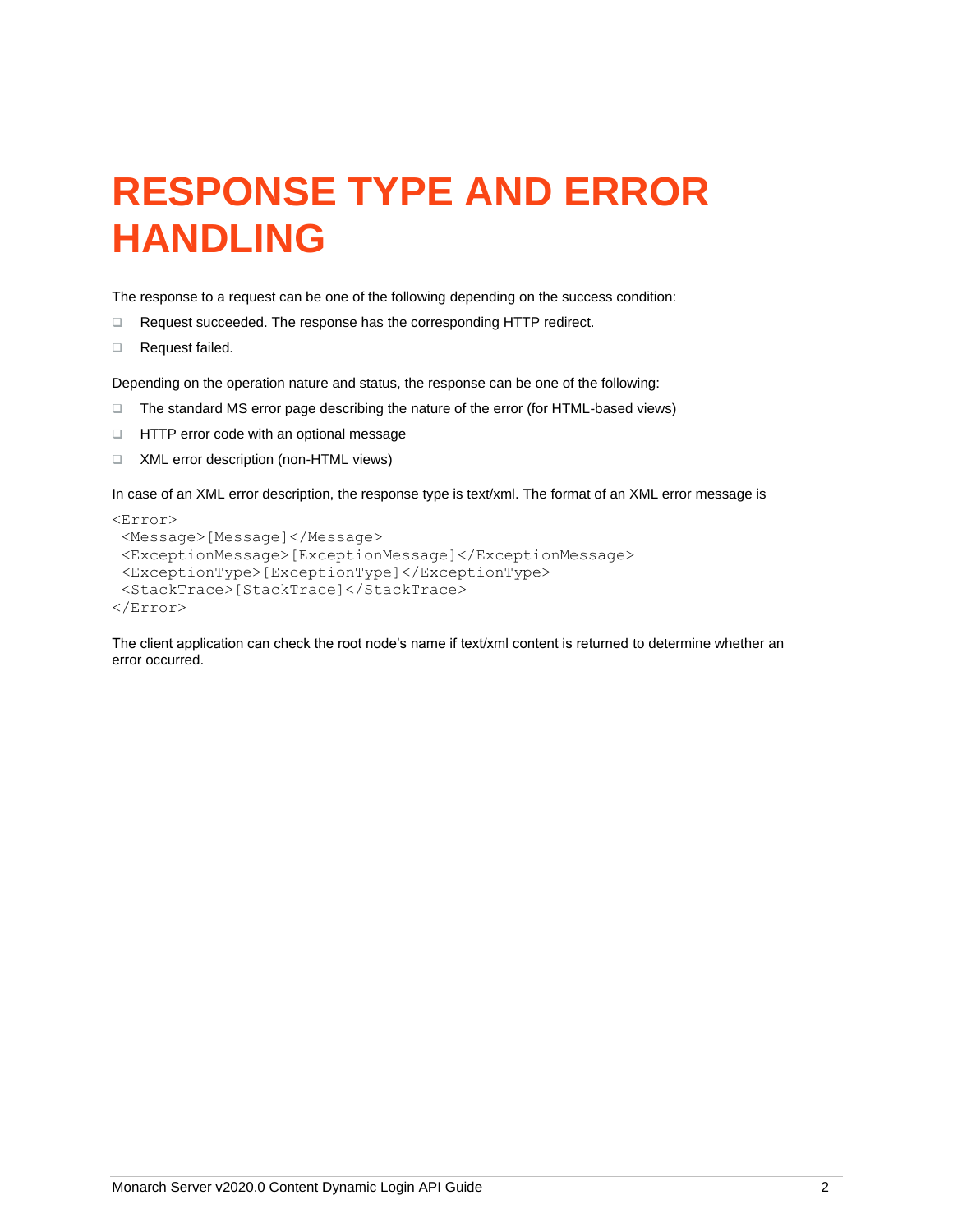# RESPONSE TYPE AND ERROR HANDLING

The response to a request can be one of the following depending on the success condition:

- Request succeeded. The response has the corresponding HTTP redirect.
- Request failed.

Depending on the operation nature and status, the response can be one of the following:

- The standard MS error page describing the nature of the error (for HTML-based views)
- HTTP error code with an optional message
- XML error description (non-HTML views)

In case of an XML error description, the response type is text/xml. The format of an XML error message is

```
<Error>
 <Message>[Message]</Message>
 <ExceptionMessage>[ExceptionMessage]</ExceptionMessage>
 <ExceptionType>[ExceptionType]</ExceptionType>
 <StackTrace>[StackTrace]</StackTrace>
</Error>
```

The client application can check the root node's name if text/xml content is returned to determine whether an error occurred.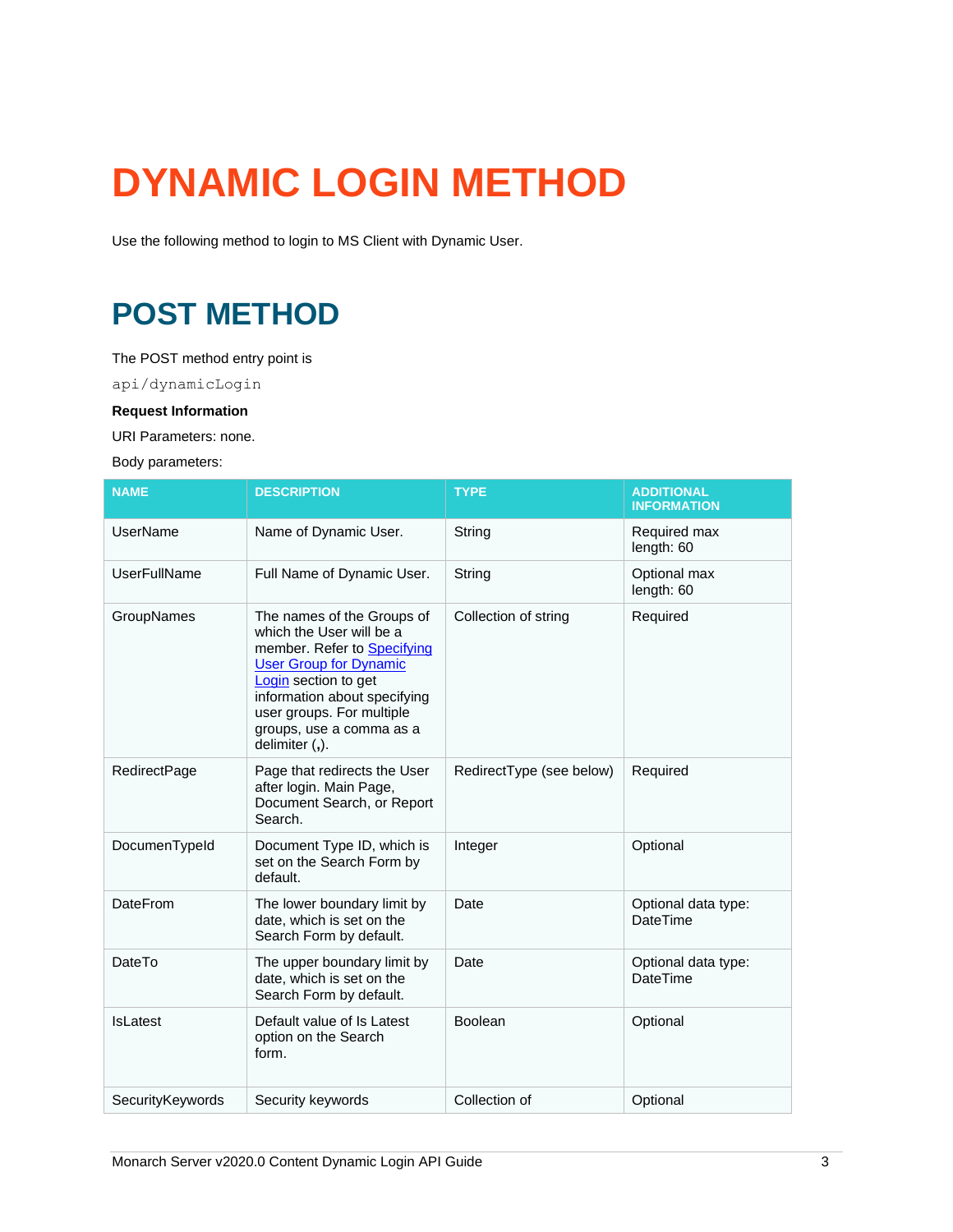# DYNAMIC LOGIN METHOD

Use the following method to login to MS Client with Dynamic User.

## POST METHOD

The POST method entry point is

```
api/dynamicLogin
```

**Request Information**

URI Parameters: none.

Body parameters:

| NAME | DESCRIPTION | TYPE | ADDITIONAL INFORMATION |
|---|---|---|---|
| UserName | Name of Dynamic User. | String | Required max length: 60 |
| UserFullName | Full Name of Dynamic User. | String | Optional max length: 60 |
| GroupNames | The names of the Groups of which the User will be a member. Refer to Specifying User Group for Dynamic Login section to get information about specifying user groups. For multiple groups, use a comma as a delimiter (**,**). | Collection of string | Required |
| RedirectPage | Page that redirects the User after login. Main Page, Document Search, or Report Search. | RedirectType (see below) | Required |
| DocumenTypeId | Document Type ID, which is set on the Search Form by default. | Integer | Optional |
| DateFrom | The lower boundary limit by date, which is set on the Search Form by default. | Date | Optional data type: DateTime |
| DateTo | The upper boundary limit by date, which is set on the Search Form by default. | Date | Optional data type: DateTime |
| IsLatest | Default value of Is Latest option on the Search form. | Boolean | Optional |
| SecurityKeywords | Security keywords | Collection of | Optional |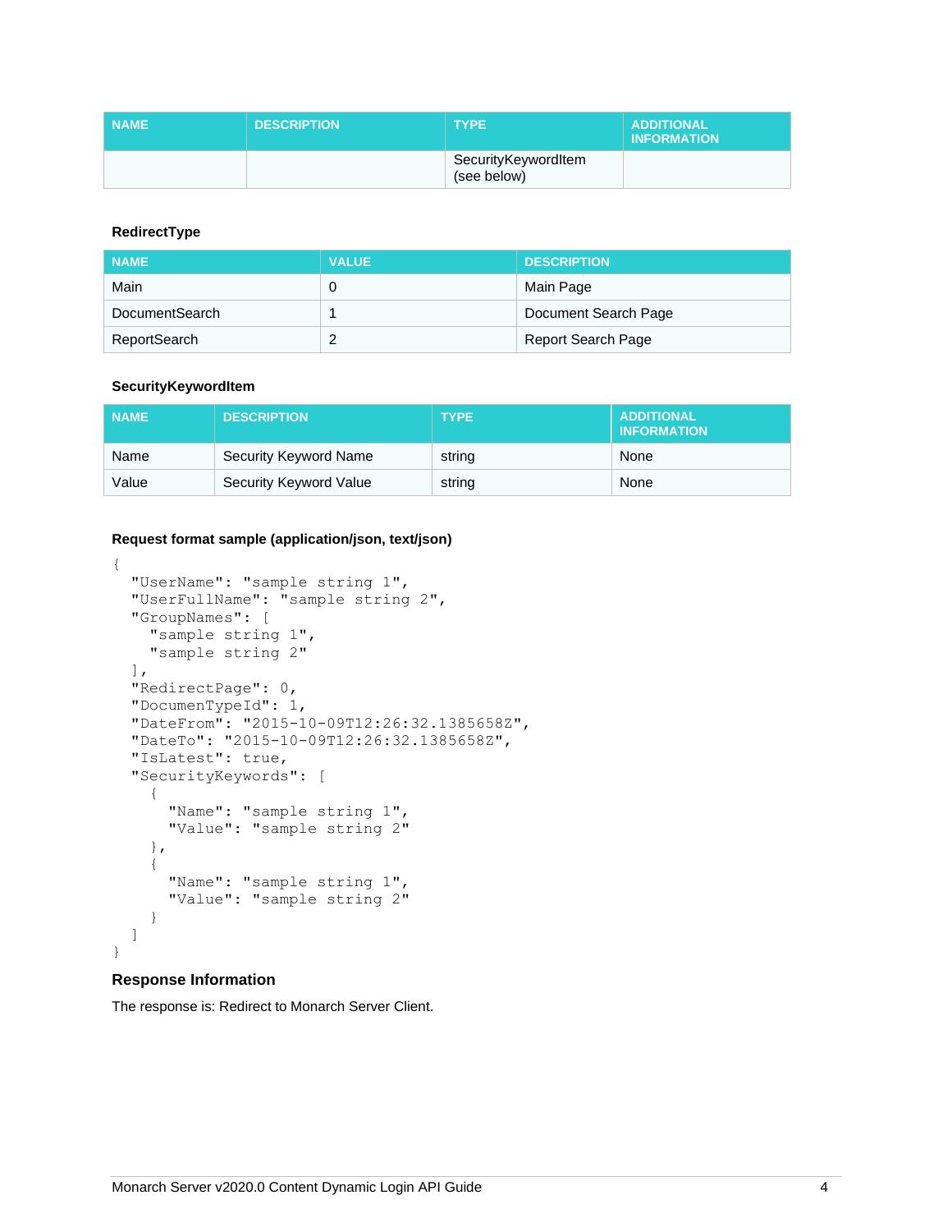| NAME | DESCRIPTION | TYPE | ADDITIONAL INFORMATION |
| --- | --- | --- | --- |
| | | SecurityKeywordItem (see below) | |

**RedirectType**

| NAME | VALUE | DESCRIPTION |
| --- | --- | --- |
| Main | 0 | Main Page |
| DocumentSearch | 1 | Document Search Page |
| ReportSearch | 2 | Report Search Page |

**SecurityKeywordItem**

| NAME | DESCRIPTION | TYPE | ADDITIONAL INFORMATION |
| --- | --- | --- | --- |
| Name | Security Keyword Name | string | None |
| Value | Security Keyword Value | string | None |

**Request format sample (application/json, text/json)**

```
{
  "UserName": "sample string 1",
  "UserFullName": "sample string 2",
  "GroupNames": [
    "sample string 1",
    "sample string 2"
  ],
  "RedirectPage": 0,
  "DocumenTypeId": 1,
  "DateFrom": "2015-10-09T12:26:32.1385658Z",
  "DateTo": "2015-10-09T12:26:32.1385658Z",
  "IsLatest": true,
  "SecurityKeywords": [
    {
      "Name": "sample string 1",
      "Value": "sample string 2"
    },
    {
      "Name": "sample string 1",
      "Value": "sample string 2"
    }
  ]
}
```

## Response Information

The response is: Redirect to Monarch Server Client.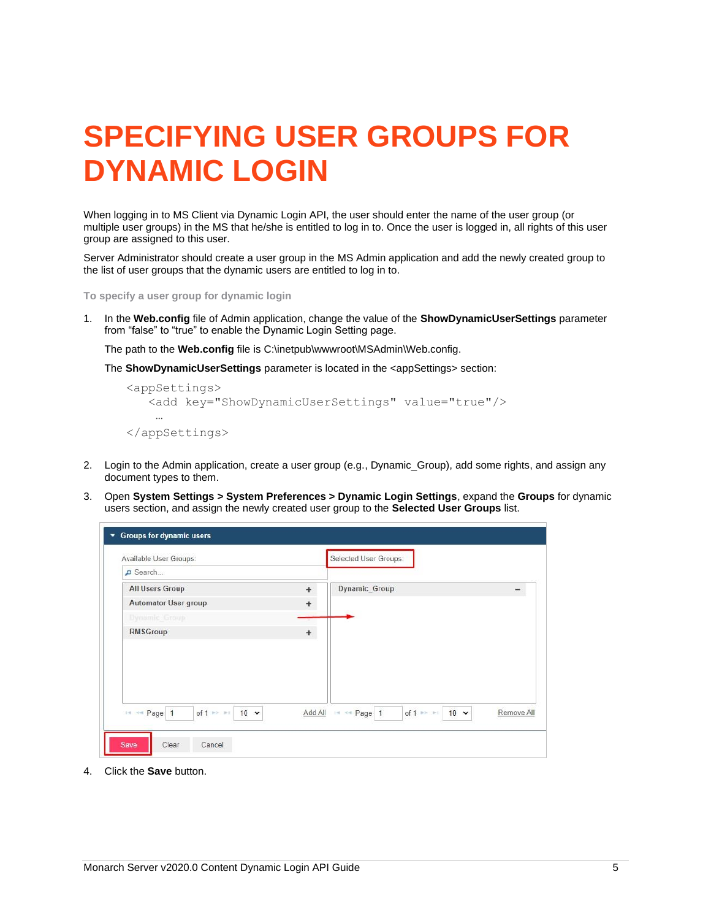# SPECIFYING USER GROUPS FOR DYNAMIC LOGIN

When logging in to MS Client via Dynamic Login API, the user should enter the name of the user group (or multiple user groups) in the MS that he/she is entitled to log in to. Once the user is logged in, all rights of this user group are assigned to this user.

Server Administrator should create a user group in the MS Admin application and add the newly created group to the list of user groups that the dynamic users are entitled to log in to.

**To specify a user group for dynamic login**

1. In the **Web.config** file of Admin application, change the value of the **ShowDynamicUserSettings** parameter from "false" to "true" to enable the Dynamic Login Setting page.

   The path to the **Web.config** file is C:\inetpub\wwwroot\MSAdmin\Web.config.

   The **ShowDynamicUserSettings** parameter is located in the <appSettings> section:

   ```
   <appSettings>
      <add key="ShowDynamicUserSettings" value="true"/>
      …
   </appSettings>
   ```

2. Login to the Admin application, create a user group (e.g., Dynamic_Group), add some rights, and assign any document types to them.

3. Open **System Settings > System Preferences > Dynamic Login Settings**, expand the **Groups** for dynamic users section, and assign the newly created user group to the **Selected User Groups** list.

4. Click the **Save** button.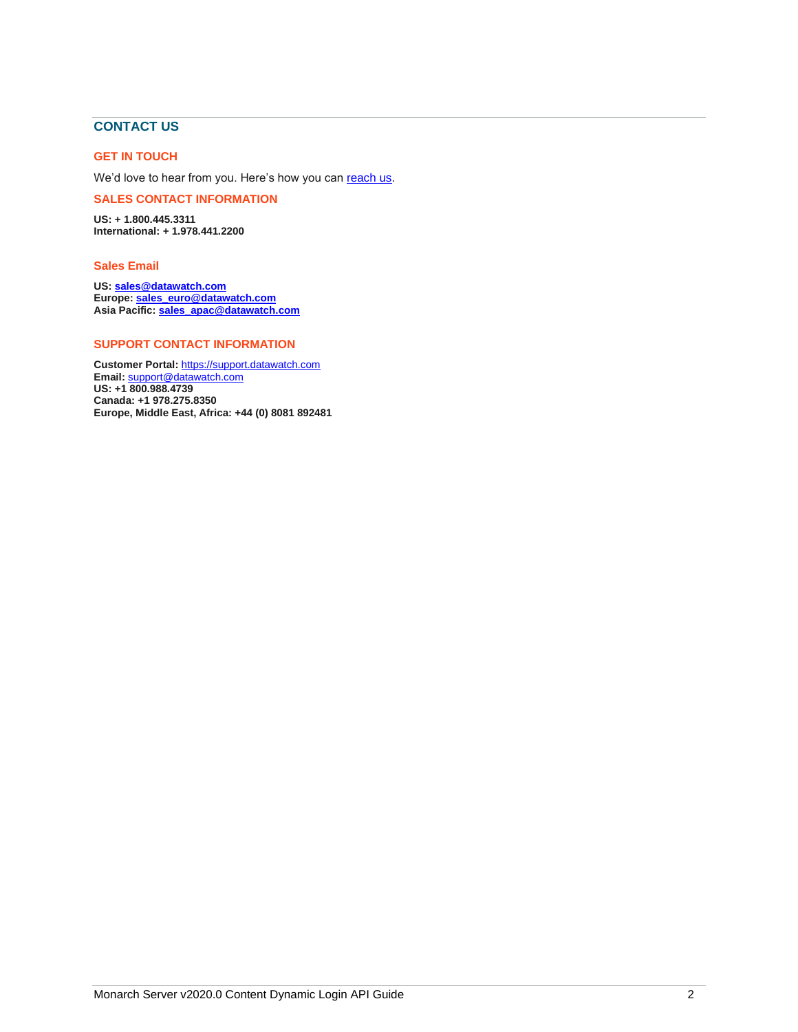# CONTACT US

## GET IN TOUCH

We'd love to hear from you. Here's how you can [reach us](reach us).

## SALES CONTACT INFORMATION

**US: + 1.800.445.3311**
**International: + 1.978.441.2200**

### Sales Email

**US: sales@datawatch.com**
**Europe: sales_euro@datawatch.com**
**Asia Pacific: sales_apac@datawatch.com**

## SUPPORT CONTACT INFORMATION

**Customer Portal:** https://support.datawatch.com
**Email:** support@datawatch.com
**US: +1 800.988.4739**
**Canada: +1 978.275.8350**
**Europe, Middle East, Africa: +44 (0) 8081 892481**